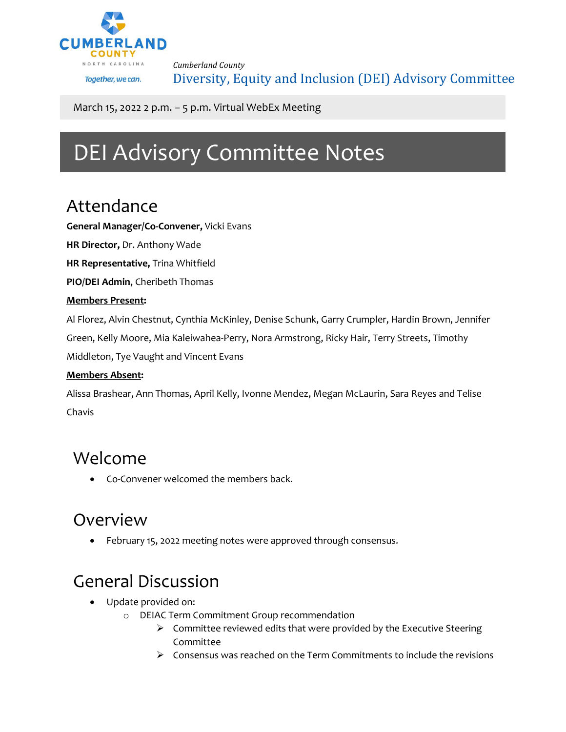*Cumberland County*

Diversity, Equity and Inclusion (DEI) Advisory Committee

March 15, 2022 2 p.m. – 5 p.m. Virtual WebEx Meeting

# DEI Advisory Committee Notes

## Attendance

**General Manager/Co-Convener,** Vicki Evans

**HR Director,** Dr. Anthony Wade

**HR Representative,** Trina Whitfield

**PIO/DEI Admin**, Cheribeth Thomas

**Members Present:**

Al Florez, Alvin Chestnut, Cynthia McKinley, Denise Schunk, Garry Crumpler, Hardin Brown, Jennifer Green, Kelly Moore, Mia Kaleiwahea-Perry, Nora Armstrong, Ricky Hair, Terry Streets, Timothy Middleton, Tye Vaught and Vincent Evans

**Members Absent:**

Alissa Brashear, Ann Thomas, April Kelly, Ivonne Mendez, Megan McLaurin, Sara Reyes and Telise Chavis

## Welcome

- Co-Convener welcomed the members back.

## Overview

- February 15, 2022 meeting notes were approved through consensus.

## General Discussion

- Update provided on:
  - DEIAC Term Commitment Group recommendation
    - Committee reviewed edits that were provided by the Executive Steering Committee
    - Consensus was reached on the Term Commitments to include the revisions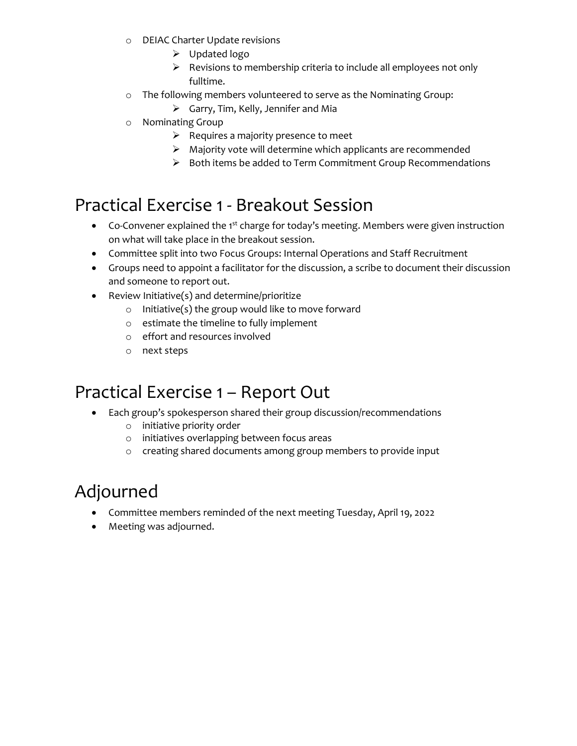- DEIAC Charter Update revisions
    - Updated logo
    - Revisions to membership criteria to include all employees not only fulltime.
- The following members volunteered to serve as the Nominating Group:
    - Garry, Tim, Kelly, Jennifer and Mia
- Nominating Group
    - Requires a majority presence to meet
    - Majority vote will determine which applicants are recommended
    - Both items be added to Term Commitment Group Recommendations

# Practical Exercise 1 - Breakout Session

- Co-Convener explained the 1st charge for today's meeting. Members were given instruction on what will take place in the breakout session.
- Committee split into two Focus Groups: Internal Operations and Staff Recruitment
- Groups need to appoint a facilitator for the discussion, a scribe to document their discussion and someone to report out.
- Review Initiative(s) and determine/prioritize
    - Initiative(s) the group would like to move forward
    - estimate the timeline to fully implement
    - effort and resources involved
    - next steps

# Practical Exercise 1 – Report Out

- Each group's spokesperson shared their group discussion/recommendations
    - initiative priority order
    - initiatives overlapping between focus areas
    - creating shared documents among group members to provide input

# Adjourned

- Committee members reminded of the next meeting Tuesday, April 19, 2022
- Meeting was adjourned.